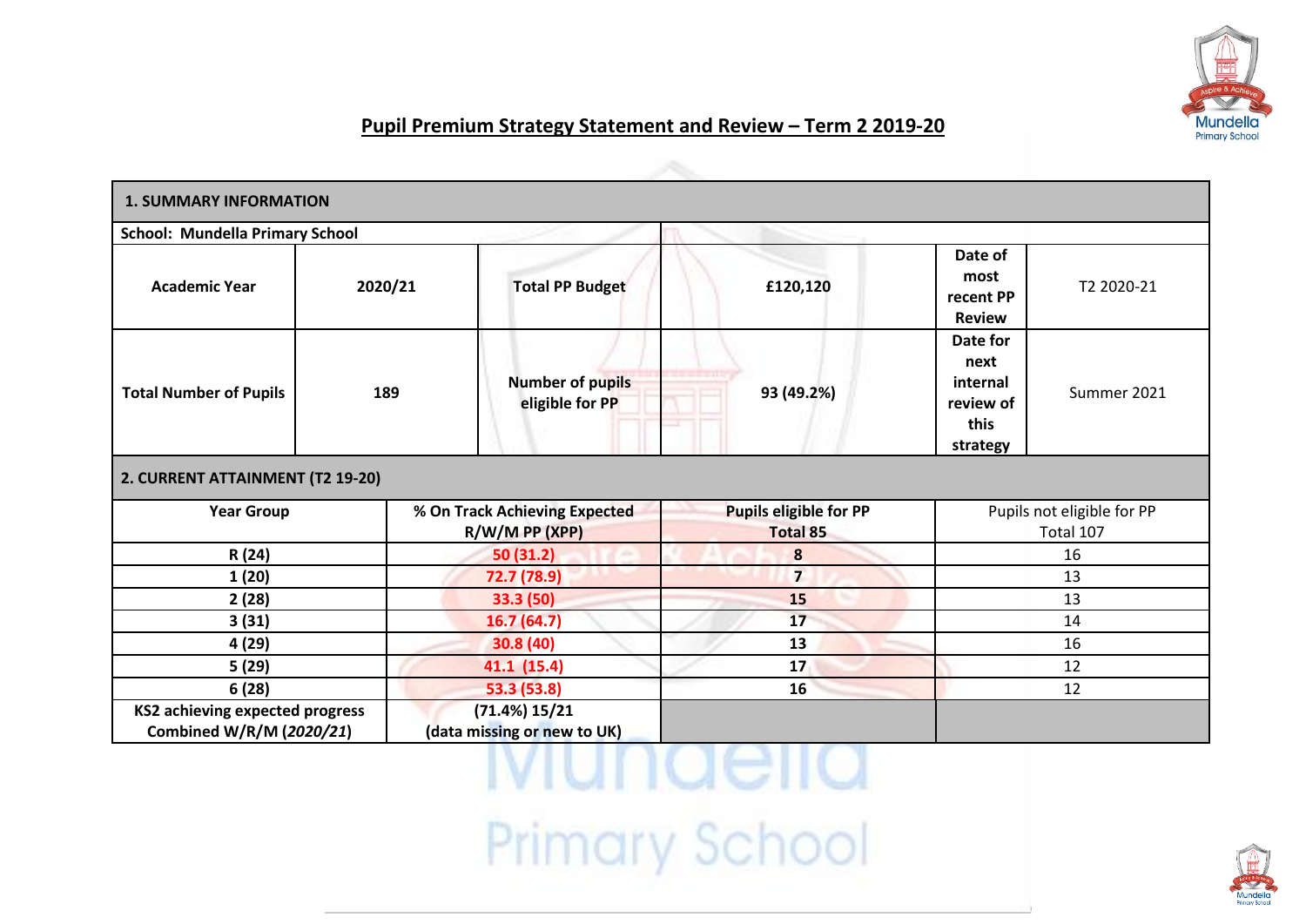# Pupil Premium Strategy Statement and Review – Term 2 2019-20

| 1. SUMMARY INFORMATION | | | | | |
|---|---|---|---|---|---|
| **School: Mundella Primary School** | | | | | |
| **Academic Year** | **2020/21** | **Total PP Budget** | **£120,120** | **Date of most recent PP Review** | T2 2020-21 |
| **Total Number of Pupils** | **189** | **Number of pupils eligible for PP** | **93 (49.2%)** | **Date for next internal review of this strategy** | Summer 2021 |

| 2. CURRENT ATTAINMENT (T2 19-20) | | | |
|---|---|---|---|
| **Year Group** | **% On Track Achieving Expected R/W/M PP (XPP)** | **Pupils eligible for PP Total 85** | Pupils not eligible for PP Total 107 |
| **R (24)** | **50 (31.2)** | **8** | 16 |
| **1 (20)** | **72.7 (78.9)** | **7** | 13 |
| **2 (28)** | **33.3 (50)** | **15** | 13 |
| **3 (31)** | **16.7 (64.7)** | **17** | 14 |
| **4 (29)** | **30.8 (40)** | **13** | 16 |
| **5 (29)** | **41.1 (15.4)** | **17** | 12 |
| **6 (28)** | **53.3 (53.8)** | **16** | 12 |
| **KS2 achieving expected progress Combined W/R/M (*2020/21*)** | **(71.4%) 15/21 (data missing or new to UK)** | | |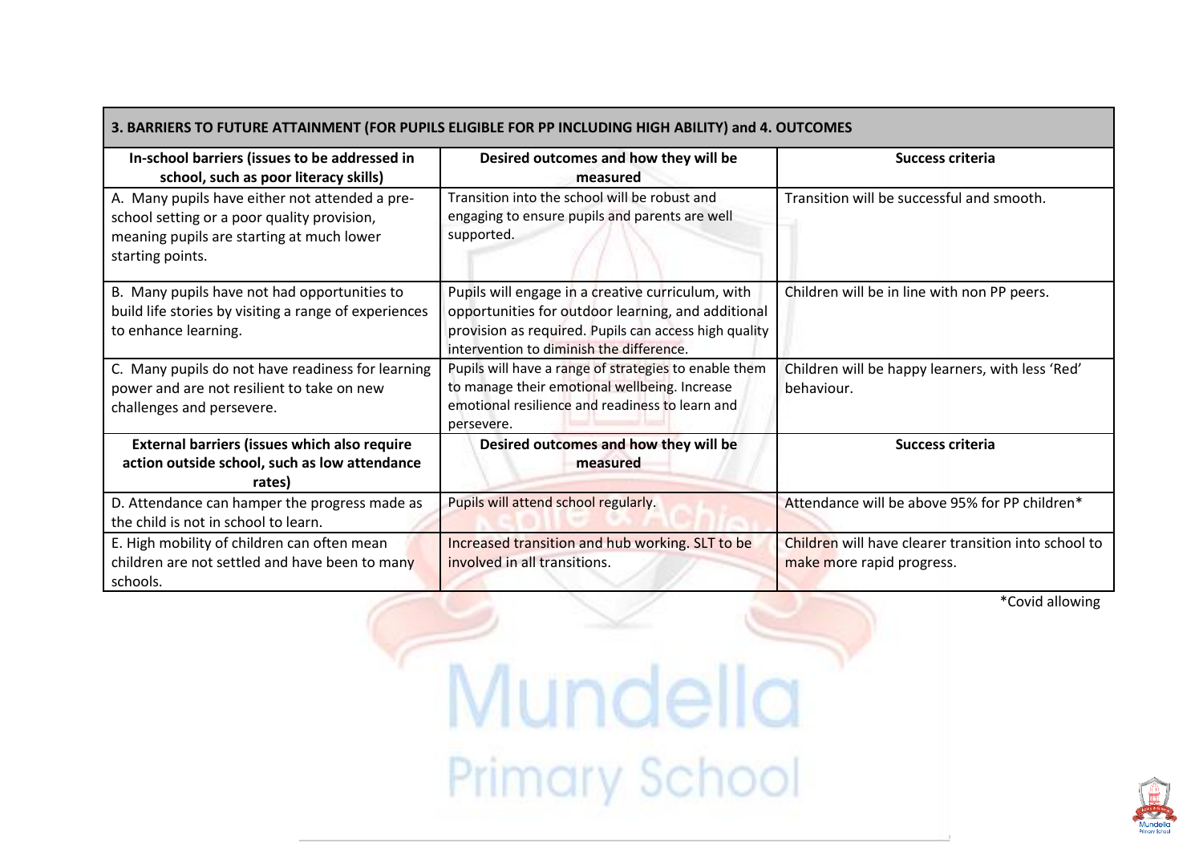| 3. BARRIERS TO FUTURE ATTAINMENT (FOR PUPILS ELIGIBLE FOR PP INCLUDING HIGH ABILITY) and 4. OUTCOMES | | |
|---|---|---|
| **In-school barriers (issues to be addressed in school, such as poor literacy skills)** | **Desired outcomes and how they will be measured** | **Success criteria** |
| A. Many pupils have either not attended a pre-school setting or a poor quality provision, meaning pupils are starting at much lower starting points. | Transition into the school will be robust and engaging to ensure pupils and parents are well supported. | Transition will be successful and smooth. |
| B. Many pupils have not had opportunities to build life stories by visiting a range of experiences to enhance learning. | Pupils will engage in a creative curriculum, with opportunities for outdoor learning, and additional provision as required. Pupils can access high quality intervention to diminish the difference. | Children will be in line with non PP peers. |
| C. Many pupils do not have readiness for learning power and are not resilient to take on new challenges and persevere. | Pupils will have a range of strategies to enable them to manage their emotional wellbeing. Increase emotional resilience and readiness to learn and persevere. | Children will be happy learners, with less 'Red' behaviour. |
| **External barriers (issues which also require action outside school, such as low attendance rates)** | **Desired outcomes and how they will be measured** | **Success criteria** |
| D. Attendance can hamper the progress made as the child is not in school to learn. | Pupils will attend school regularly. | Attendance will be above 95% for PP children* |
| E. High mobility of children can often mean children are not settled and have been to many schools. | Increased transition and hub working. SLT to be involved in all transitions. | Children will have clearer transition into school to make more rapid progress. |

*Covid allowing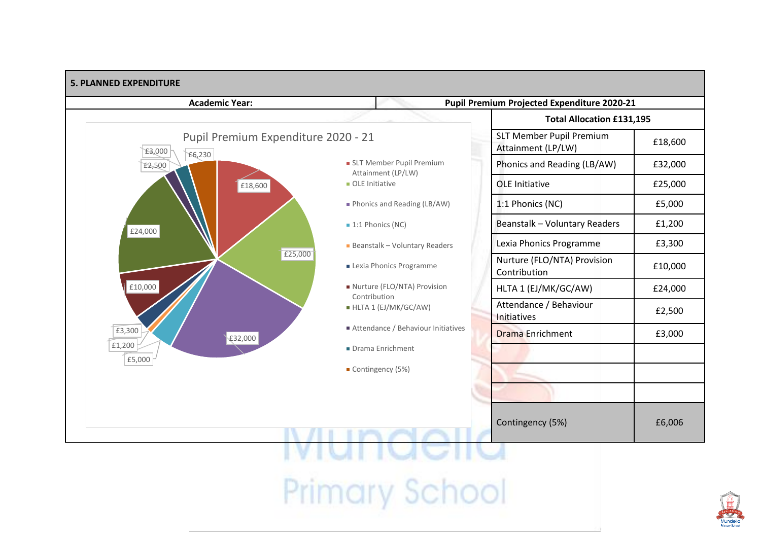**5. PLANNED EXPENDITURE**

**Academic Year:** | **Pupil Premium Projected Expenditure 2020-21**

Pupil Premium Expenditure 2020 - 21

- SLT Member Pupil Premium Attainment (LP/LW) – £18,600
- OLE Initiative – £25,000
- Phonics and Reading (LB/AW) – £32,000
- 1:1 Phonics (NC) – £5,000
- Beanstalk – Voluntary Readers – £1,200
- Lexia Phonics Programme – £3,300
- Nurture (FLO/NTA) Provision Contribution – £10,000
- HLTA 1 (EJ/MK/GC/AW) – £24,000
- Attendance / Behaviour Initiatives – £2,500
- Drama Enrichment – £3,000
- Contingency (5%) – £6,230

| **Total Allocation £131,195** | |
|---|---|
| SLT Member Pupil Premium Attainment (LP/LW) | £18,600 |
| Phonics and Reading (LB/AW) | £32,000 |
| OLE Initiative | £25,000 |
| 1:1 Phonics (NC) | £5,000 |
| Beanstalk – Voluntary Readers | £1,200 |
| Lexia Phonics Programme | £3,300 |
| Nurture (FLO/NTA) Provision Contribution | £10,000 |
| HLTA 1 (EJ/MK/GC/AW) | £24,000 |
| Attendance / Behaviour Initiatives | £2,500 |
| Drama Enrichment | £3,000 |
| | |
| | |
| | |
| Contingency (5%) | £6,006 |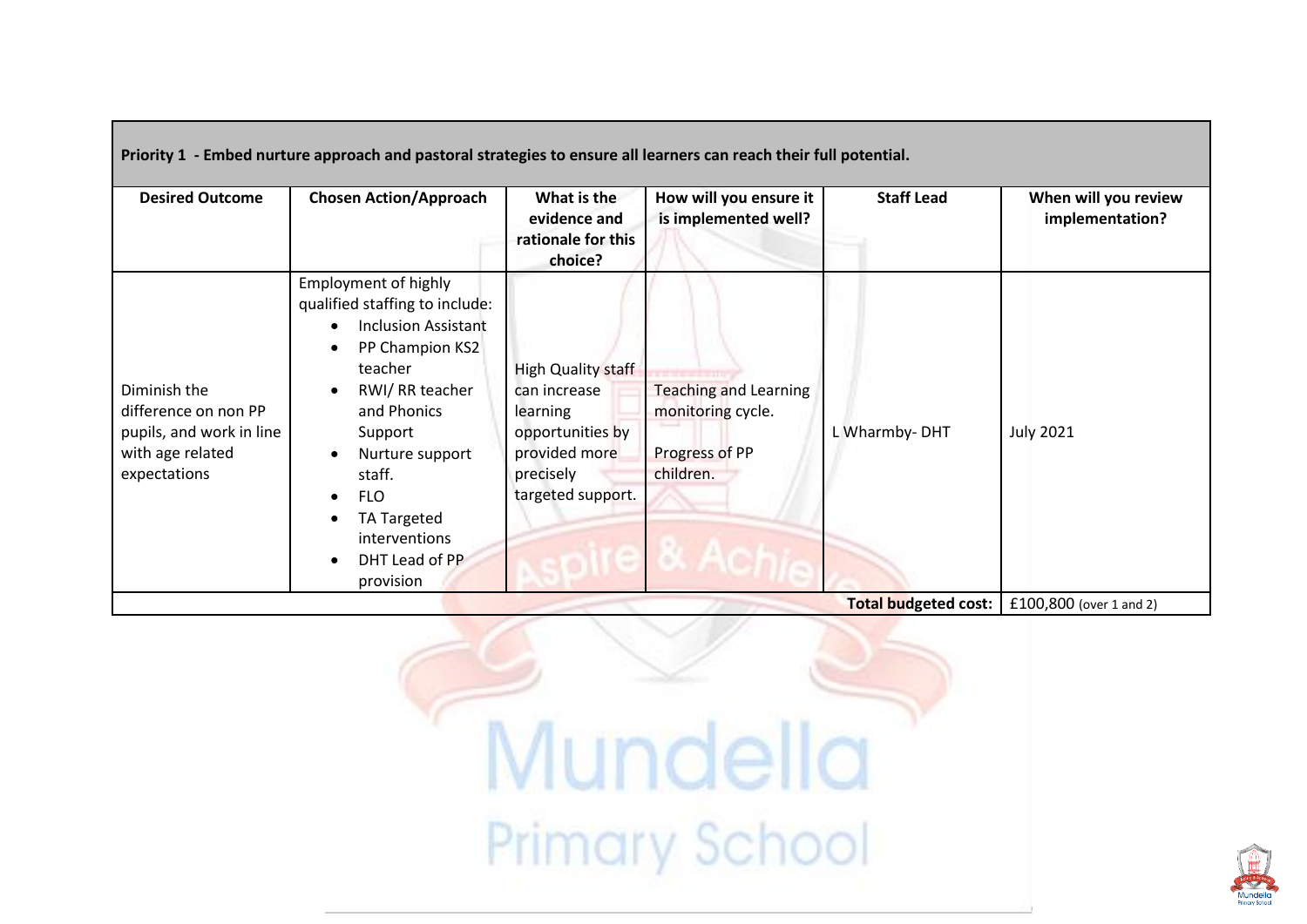| Priority 1 - Embed nurture approach and pastoral strategies to ensure all learners can reach their full potential. | | | | | |
|---|---|---|---|---|---|
| **Desired Outcome** | **Chosen Action/Approach** | **What is the evidence and rationale for this choice?** | **How will you ensure it is implemented well?** | **Staff Lead** | **When will you review implementation?** |
| Diminish the difference on non PP pupils, and work in line with age related expectations | Employment of highly qualified staffing to include: <br>• Inclusion Assistant <br>• PP Champion KS2 teacher <br>• RWI/ RR teacher and Phonics Support <br>• Nurture support staff. <br>• FLO <br>• TA Targeted interventions <br>• DHT Lead of PP provision | High Quality staff can increase learning opportunities by provided more precisely targeted support. | Teaching and Learning monitoring cycle. <br><br>Progress of PP children. | L Wharmby- DHT | July 2021 |
| | | | | **Total budgeted cost:** | £100,800 (over 1 and 2) |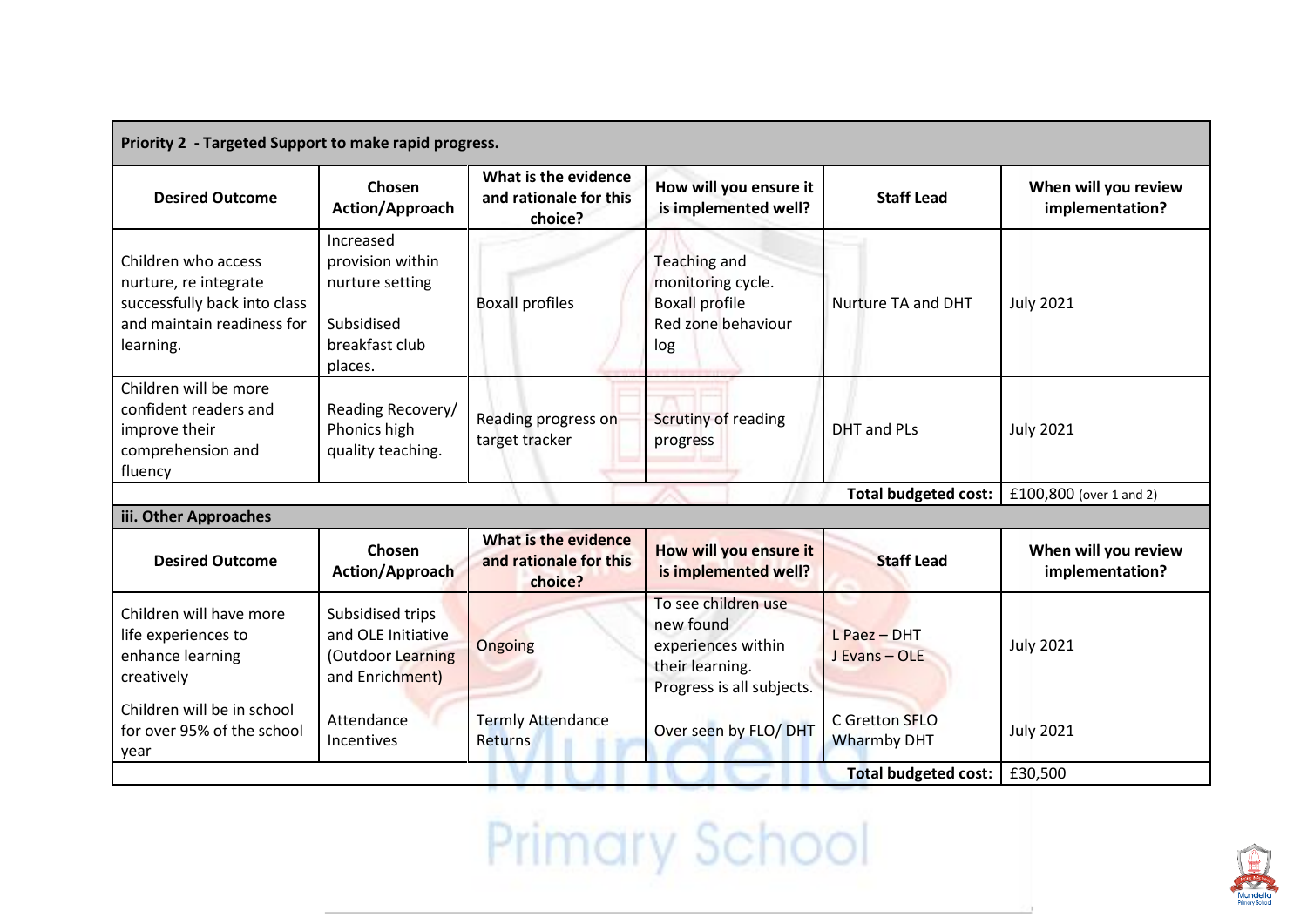| Priority 2 - Targeted Support to make rapid progress. | | | | | |
|---|---|---|---|---|---|
| **Desired Outcome** | **Chosen Action/Approach** | **What is the evidence and rationale for this choice?** | **How will you ensure it is implemented well?** | **Staff Lead** | **When will you review implementation?** |
| Children who access nurture, re integrate successfully back into class and maintain readiness for learning. | Increased provision within nurture setting<br><br>Subsidised breakfast club places. | Boxall profiles | Teaching and monitoring cycle.<br>Boxall profile<br>Red zone behaviour log | Nurture TA and DHT | July 2021 |
| Children will be more confident readers and improve their comprehension and fluency | Reading Recovery/ Phonics high quality teaching. | Reading progress on target tracker | Scrutiny of reading progress | DHT and PLs | July 2021 |
| | | | | **Total budgeted cost:** | £100,800 (over 1 and 2) |

**iii. Other Approaches**

| **Desired Outcome** | **Chosen Action/Approach** | **What is the evidence and rationale for this choice?** | **How will you ensure it is implemented well?** | **Staff Lead** | **When will you review implementation?** |
|---|---|---|---|---|---|
| Children will have more life experiences to enhance learning creatively | Subsidised trips and OLE Initiative (Outdoor Learning and Enrichment) | Ongoing | To see children use new found experiences within their learning.<br>Progress is all subjects. | L Paez – DHT<br>J Evans – OLE | July 2021 |
| Children will be in school for over 95% of the school year | Attendance Incentives | Termly Attendance Returns | Over seen by FLO/ DHT | C Gretton SFLO<br>Wharmby DHT | July 2021 |
| | | | | **Total budgeted cost:** | £30,500 |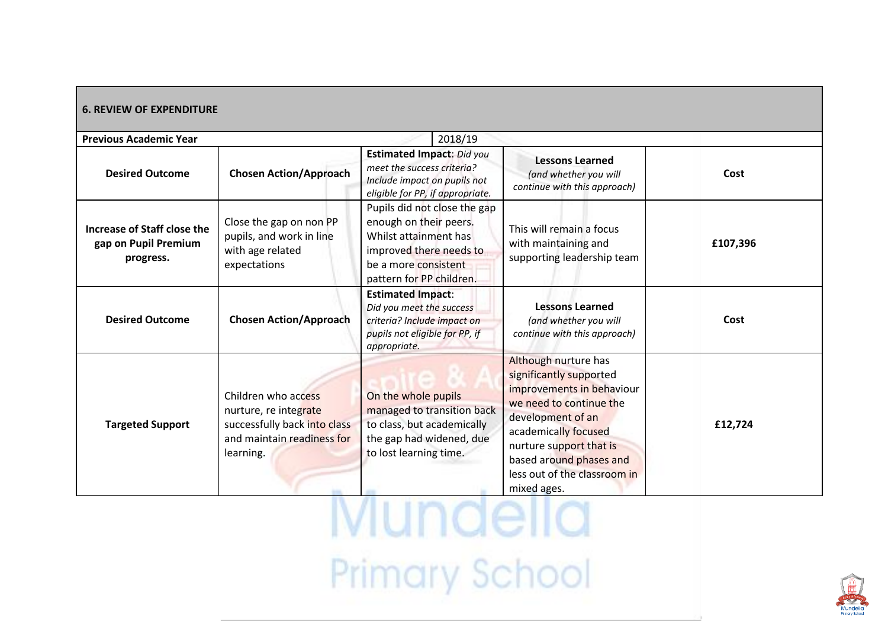## 6. REVIEW OF EXPENDITURE

| | | | | |
|---|---|---|---|---|
| **Previous Academic Year** | | 2018/19 | | |
| **Desired Outcome** | **Chosen Action/Approach** | **Estimated Impact**: *Did you meet the success criteria? Include impact on pupils not eligible for PP, if appropriate.* | **Lessons Learned** *(and whether you will continue with this approach)* | **Cost** |
| **Increase of Staff close the gap on Pupil Premium progress.** | Close the gap on non PP pupils, and work in line with age related expectations | Pupils did not close the gap enough on their peers. Whilst attainment has improved there needs to be a more consistent pattern for PP children. | This will remain a focus with maintaining and supporting leadership team | **£107,396** |
| **Desired Outcome** | **Chosen Action/Approach** | **Estimated Impact**: *Did you meet the success criteria? Include impact on pupils not eligible for PP, if appropriate.* | **Lessons Learned** *(and whether you will continue with this approach)* | **Cost** |
| **Targeted Support** | Children who access nurture, re integrate successfully back into class and maintain readiness for learning. | On the whole pupils managed to transition back to class, but academically the gap had widened, due to lost learning time. | Although nurture has significantly supported improvements in behaviour we need to continue the development of an academically focused nurture support that is based around phases and less out of the classroom in mixed ages. | **£12,724** |